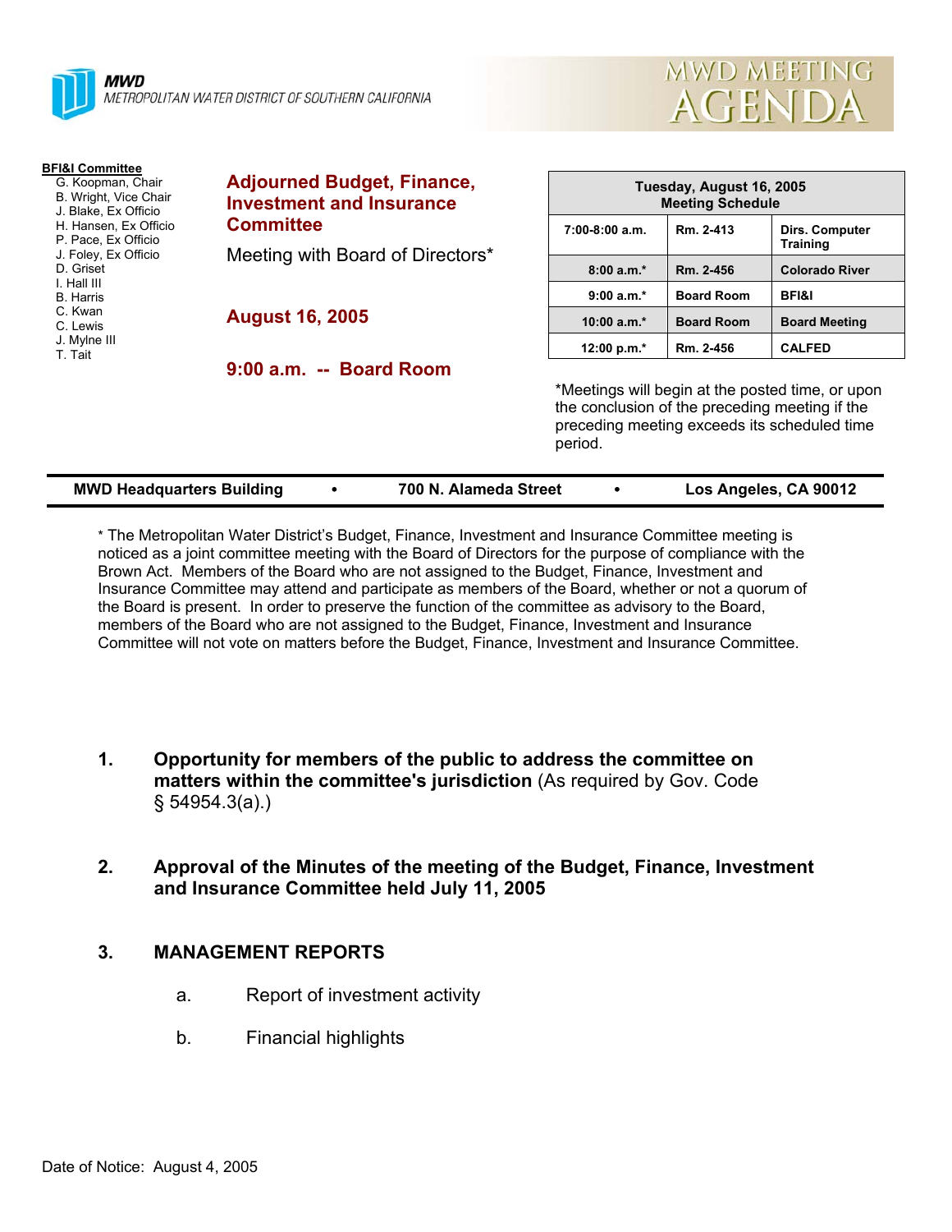**MWD**
METROPOLITAN WATER DISTRICT OF SOUTHERN CALIFORNIA

# MWD MEETING AGENDA

**BFI&I Committee**
- G. Koopman, Chair
- B. Wright, Vice Chair
- J. Blake, Ex Officio
- H. Hansen, Ex Officio
- P. Pace, Ex Officio
- J. Foley, Ex Officio
- D. Griset
- I. Hall III
- B. Harris
- C. Kwan
- C. Lewis
- J. Mylne III
- T. Tait

## Adjourned Budget, Finance, Investment and Insurance Committee

Meeting with Board of Directors*

**August 16, 2005**

**9:00 a.m. -- Board Room**

| Tuesday, August 16, 2005 Meeting Schedule | | |
|---|---|---|
| 7:00-8:00 a.m. | Rm. 2-413 | Dirs. Computer Training |
| 8:00 a.m.* | Rm. 2-456 | Colorado River |
| 9:00 a.m.* | Board Room | BFI&I |
| 10:00 a.m.* | Board Room | Board Meeting |
| 12:00 p.m.* | Rm. 2-456 | CALFED |

*Meetings will begin at the posted time, or upon the conclusion of the preceding meeting if the preceding meeting exceeds its scheduled time period.

**MWD Headquarters Building • 700 N. Alameda Street • Los Angeles, CA 90012**

* The Metropolitan Water District's Budget, Finance, Investment and Insurance Committee meeting is noticed as a joint committee meeting with the Board of Directors for the purpose of compliance with the Brown Act. Members of the Board who are not assigned to the Budget, Finance, Investment and Insurance Committee may attend and participate as members of the Board, whether or not a quorum of the Board is present. In order to preserve the function of the committee as advisory to the Board, members of the Board who are not assigned to the Budget, Finance, Investment and Insurance Committee will not vote on matters before the Budget, Finance, Investment and Insurance Committee.

1. **Opportunity for members of the public to address the committee on matters within the committee's jurisdiction** (As required by Gov. Code § 54954.3(a).)

2. **Approval of the Minutes of the meeting of the Budget, Finance, Investment and Insurance Committee held July 11, 2005**

3. **MANAGEMENT REPORTS**

   a. Report of investment activity

   b. Financial highlights

Date of Notice: August 4, 2005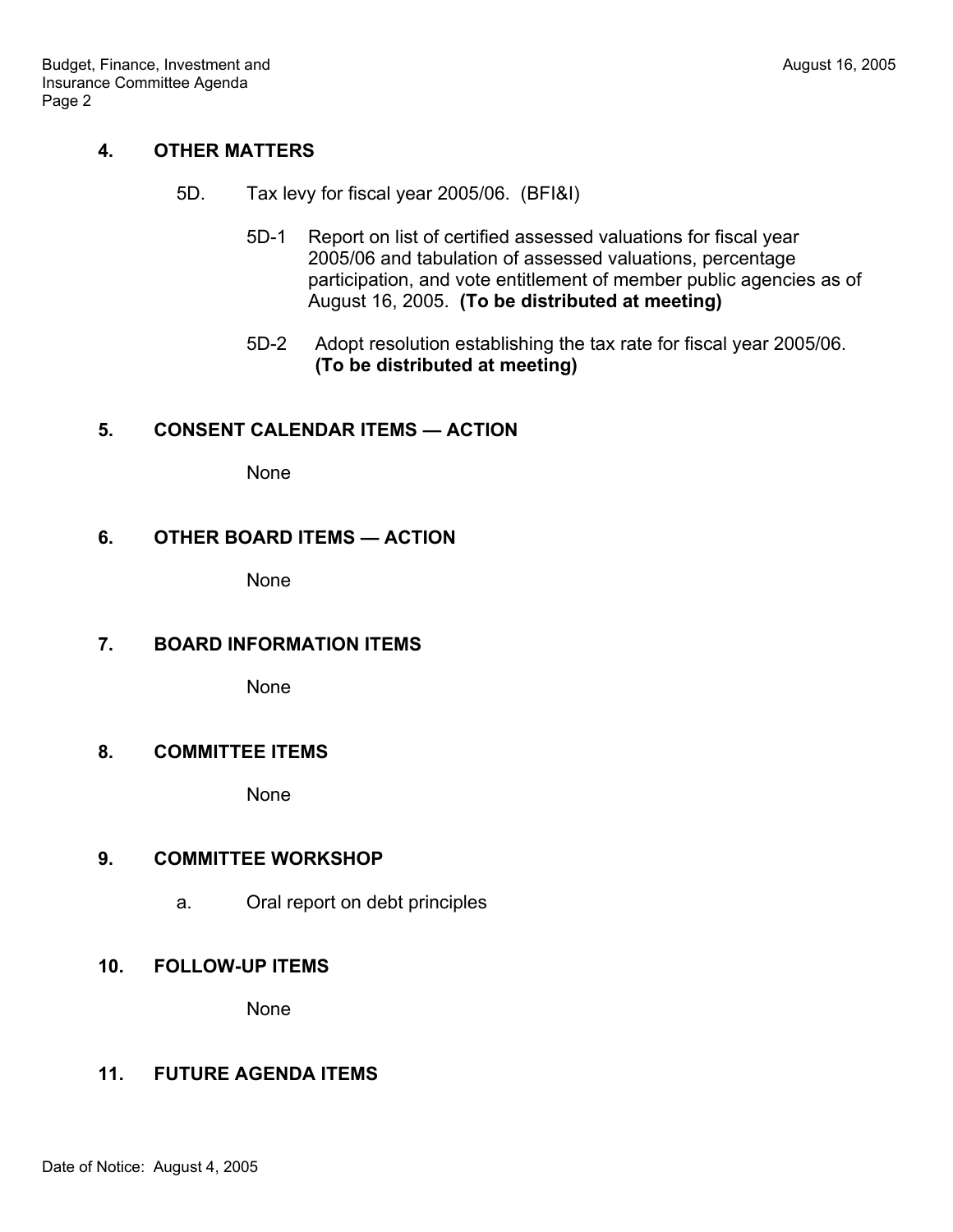**4. OTHER MATTERS**

5D. Tax levy for fiscal year 2005/06. (BFI&I)

5D-1 Report on list of certified assessed valuations for fiscal year 2005/06 and tabulation of assessed valuations, percentage participation, and vote entitlement of member public agencies as of August 16, 2005. **(To be distributed at meeting)**

5D-2 Adopt resolution establishing the tax rate for fiscal year 2005/06. **(To be distributed at meeting)**

**5. CONSENT CALENDAR ITEMS — ACTION**

None

**6. OTHER BOARD ITEMS — ACTION**

None

**7. BOARD INFORMATION ITEMS**

None

**8. COMMITTEE ITEMS**

None

**9. COMMITTEE WORKSHOP**

a. Oral report on debt principles

**10. FOLLOW-UP ITEMS**

None

**11. FUTURE AGENDA ITEMS**

Date of Notice: August 4, 2005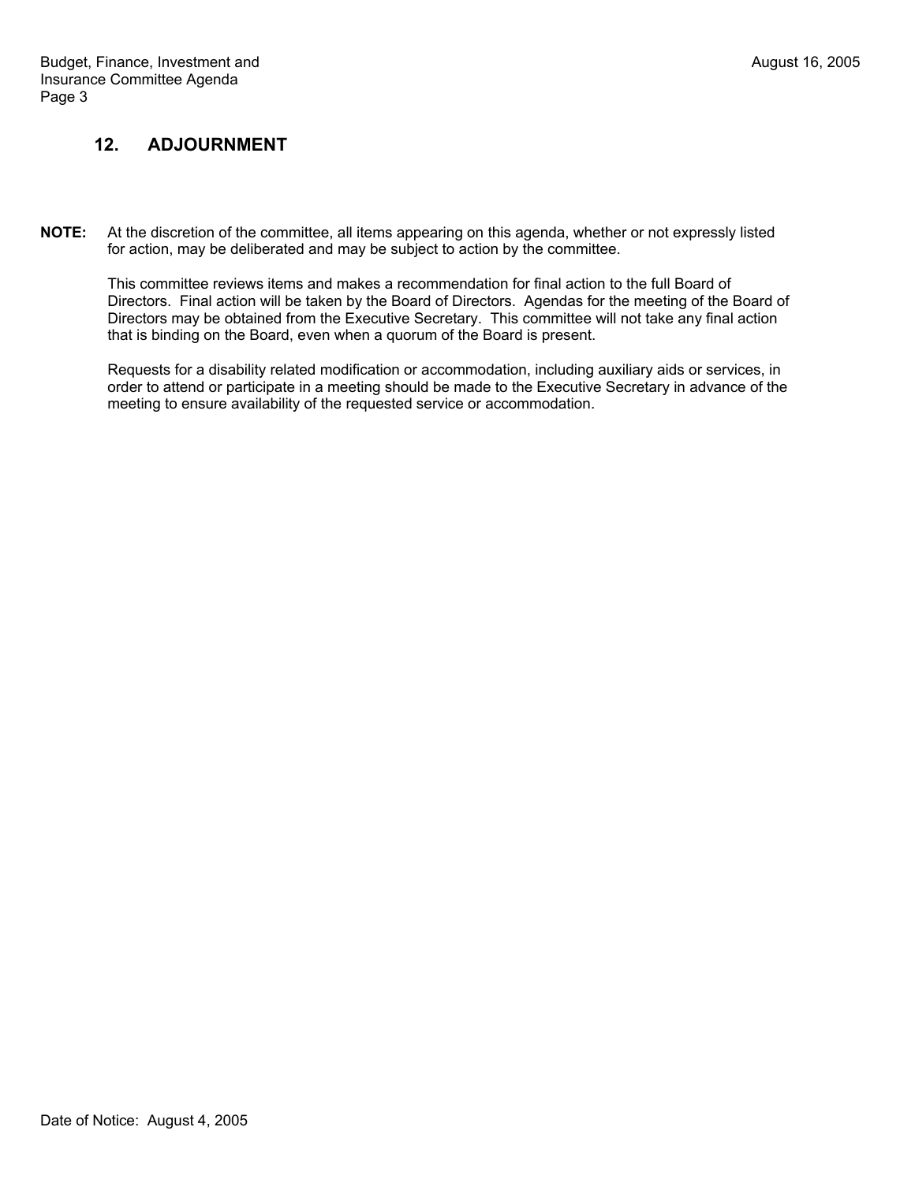## 12. ADJOURNMENT

**NOTE:** At the discretion of the committee, all items appearing on this agenda, whether or not expressly listed for action, may be deliberated and may be subject to action by the committee.

This committee reviews items and makes a recommendation for final action to the full Board of Directors. Final action will be taken by the Board of Directors. Agendas for the meeting of the Board of Directors may be obtained from the Executive Secretary. This committee will not take any final action that is binding on the Board, even when a quorum of the Board is present.

Requests for a disability related modification or accommodation, including auxiliary aids or services, in order to attend or participate in a meeting should be made to the Executive Secretary in advance of the meeting to ensure availability of the requested service or accommodation.

Date of Notice: August 4, 2005